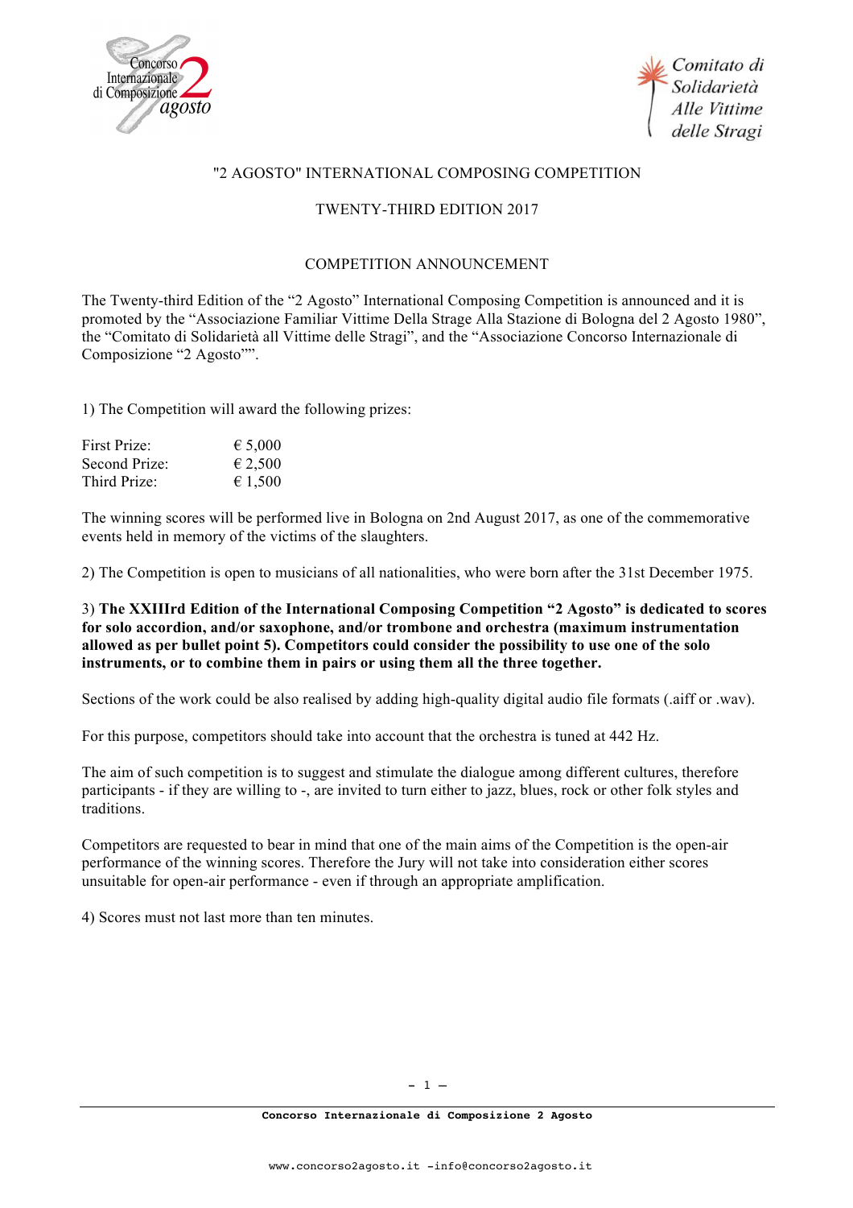# "2 AGOSTO" INTERNATIONAL COMPOSING COMPETITION

## TWENTY-THIRD EDITION 2017

### COMPETITION ANNOUNCEMENT

The Twenty-third Edition of the "2 Agosto" International Composing Competition is announced and it is promoted by the "Associazione Familiar Vittime Della Strage Alla Stazione di Bologna del 2 Agosto 1980", the "Comitato di Solidarietà all Vittime delle Stragi", and the "Associazione Concorso Internazionale di Composizione "2 Agosto"".

1) The Competition will award the following prizes:

| | |
|---|---|
| First Prize: | € 5,000 |
| Second Prize: | € 2,500 |
| Third Prize: | € 1,500 |

The winning scores will be performed live in Bologna on 2nd August 2017, as one of the commemorative events held in memory of the victims of the slaughters.

2) The Competition is open to musicians of all nationalities, who were born after the 31st December 1975.

3) **The XXIIIrd Edition of the International Composing Competition "2 Agosto" is dedicated to scores for solo accordion, and/or saxophone, and/or trombone and orchestra (maximum instrumentation allowed as per bullet point 5). Competitors could consider the possibility to use one of the solo instruments, or to combine them in pairs or using them all the three together.**

Sections of the work could be also realised by adding high-quality digital audio file formats (.aiff or .wav).

For this purpose, competitors should take into account that the orchestra is tuned at 442 Hz.

The aim of such competition is to suggest and stimulate the dialogue among different cultures, therefore participants - if they are willing to -, are invited to turn either to jazz, blues, rock or other folk styles and traditions.

Competitors are requested to bear in mind that one of the main aims of the Competition is the open-air performance of the winning scores. Therefore the Jury will not take into consideration either scores unsuitable for open-air performance - even if through an appropriate amplification.

4) Scores must not last more than ten minutes.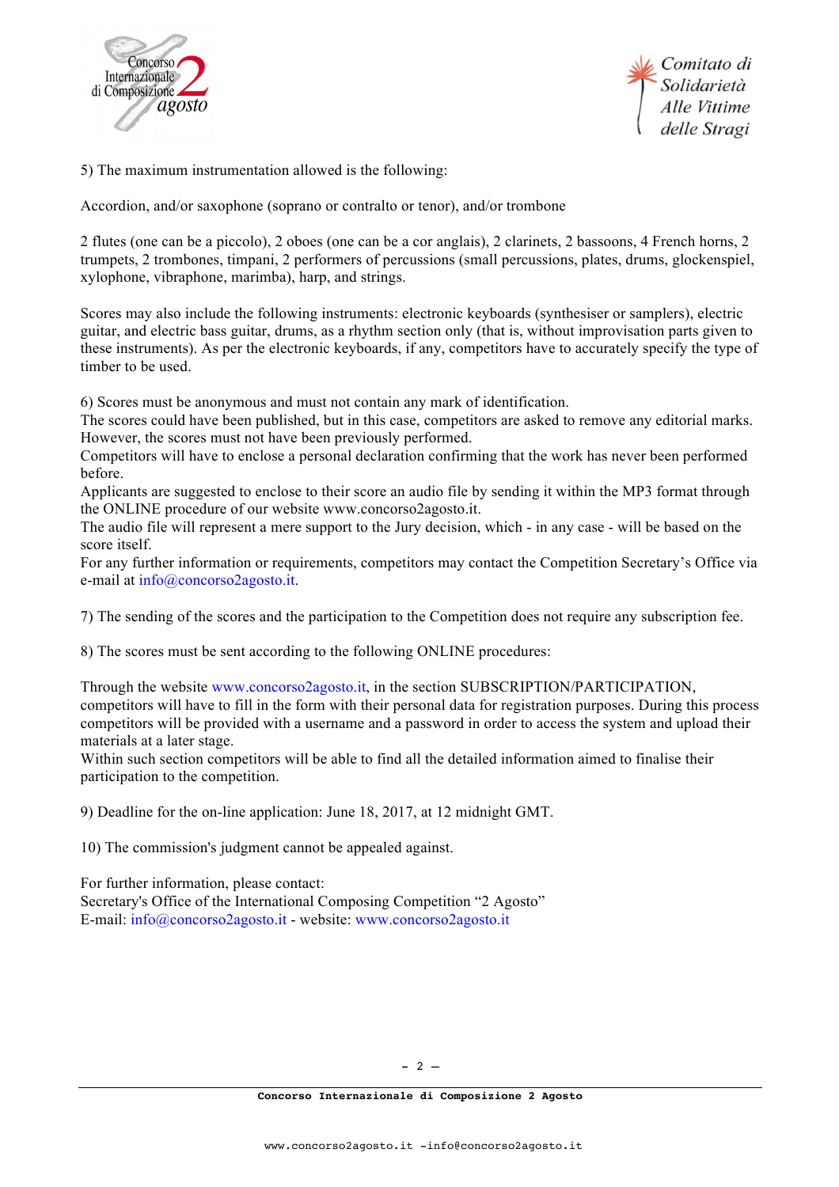5) The maximum instrumentation allowed is the following:

Accordion, and/or saxophone (soprano or contralto or tenor), and/or trombone

2 flutes (one can be a piccolo), 2 oboes (one can be a cor anglais), 2 clarinets, 2 bassoons, 4 French horns, 2 trumpets, 2 trombones, timpani, 2 performers of percussions (small percussions, plates, drums, glockenspiel, xylophone, vibraphone, marimba), harp, and strings.

Scores may also include the following instruments: electronic keyboards (synthesiser or samplers), electric guitar, and electric bass guitar, drums, as a rhythm section only (that is, without improvisation parts given to these instruments). As per the electronic keyboards, if any, competitors have to accurately specify the type of timber to be used.

6) Scores must be anonymous and must not contain any mark of identification.
The scores could have been published, but in this case, competitors are asked to remove any editorial marks. However, the scores must not have been previously performed.
Competitors will have to enclose a personal declaration confirming that the work has never been performed before.
Applicants are suggested to enclose to their score an audio file by sending it within the MP3 format through the ONLINE procedure of our website www.concorso2agosto.it.
The audio file will represent a mere support to the Jury decision, which - in any case - will be based on the score itself.
For any further information or requirements, competitors may contact the Competition Secretary's Office via e-mail at info@concorso2agosto.it.

7) The sending of the scores and the participation to the Competition does not require any subscription fee.

8) The scores must be sent according to the following ONLINE procedures:

Through the website www.concorso2agosto.it, in the section SUBSCRIPTION/PARTICIPATION, competitors will have to fill in the form with their personal data for registration purposes. During this process competitors will be provided with a username and a password in order to access the system and upload their materials at a later stage.
Within such section competitors will be able to find all the detailed information aimed to finalise their participation to the competition.

9) Deadline for the on-line application: June 18, 2017, at 12 midnight GMT.

10) The commission's judgment cannot be appealed against.

For further information, please contact:
Secretary's Office of the International Composing Competition "2 Agosto"
E-mail: info@concorso2agosto.it - website: www.concorso2agosto.it